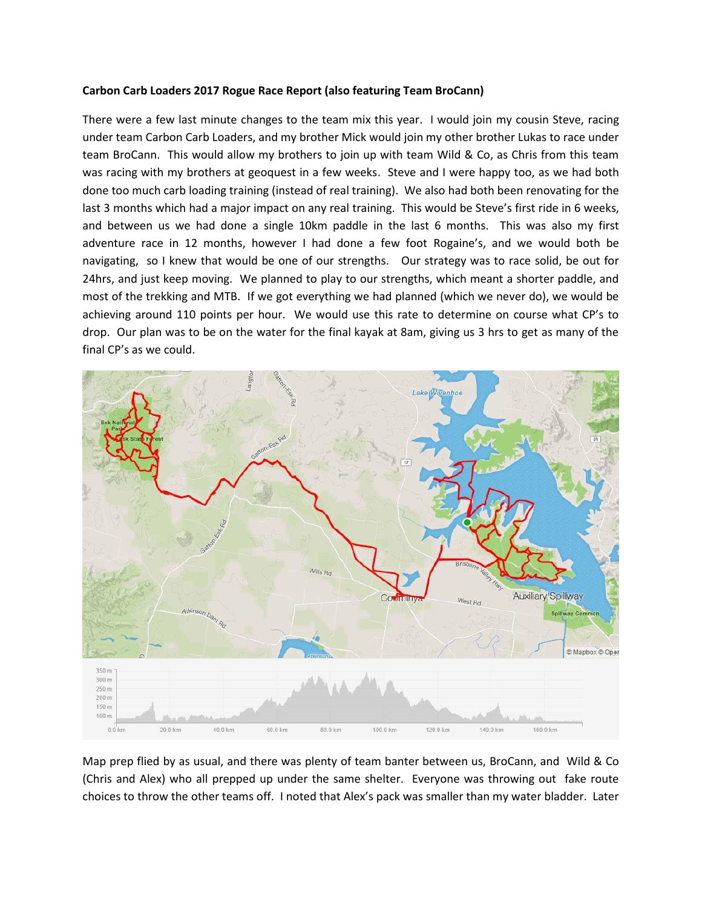**Carbon Carb Loaders 2017 Rogue Race Report (also featuring Team BroCann)**

There were a few last minute changes to the team mix this year. I would join my cousin Steve, racing under team Carbon Carb Loaders, and my brother Mick would join my other brother Lukas to race under team BroCann. This would allow my brothers to join up with team Wild & Co, as Chris from this team was racing with my brothers at geoquest in a few weeks. Steve and I were happy too, as we had both done too much carb loading training (instead of real training). We also had both been renovating for the last 3 months which had a major impact on any real training. This would be Steve's first ride in 6 weeks, and between us we had done a single 10km paddle in the last 6 months. This was also my first adventure race in 12 months, however I had done a few foot Rogaine's, and we would both be navigating, so I knew that would be one of our strengths. Our strategy was to race solid, be out for 24hrs, and just keep moving. We planned to play to our strengths, which meant a shorter paddle, and most of the trekking and MTB. If we got everything we had planned (which we never do), we would be achieving around 110 points per hour. We would use this rate to determine on course what CP's to drop. Our plan was to be on the water for the final kayak at 8am, giving us 3 hrs to get as many of the final CP's as we could.

Map prep flied by as usual, and there was plenty of team banter between us, BroCann, and Wild & Co (Chris and Alex) who all prepped up under the same shelter. Everyone was throwing out fake route choices to throw the other teams off. I noted that Alex's pack was smaller than my water bladder. Later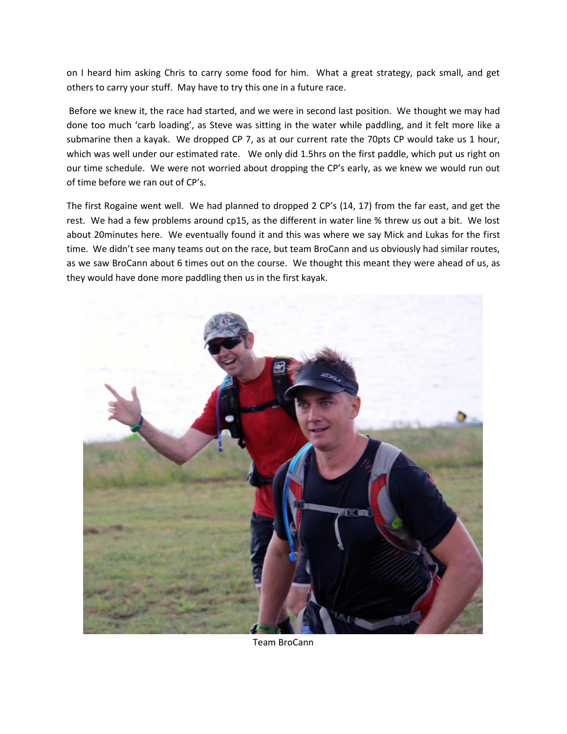on I heard him asking Chris to carry some food for him. What a great strategy, pack small, and get others to carry your stuff. May have to try this one in a future race.

Before we knew it, the race had started, and we were in second last position. We thought we may had done too much 'carb loading', as Steve was sitting in the water while paddling, and it felt more like a submarine then a kayak. We dropped CP 7, as at our current rate the 70pts CP would take us 1 hour, which was well under our estimated rate. We only did 1.5hrs on the first paddle, which put us right on our time schedule. We were not worried about dropping the CP's early, as we knew we would run out of time before we ran out of CP's.

The first Rogaine went well. We had planned to dropped 2 CP's (14, 17) from the far east, and get the rest. We had a few problems around cp15, as the different in water line % threw us out a bit. We lost about 20minutes here. We eventually found it and this was where we say Mick and Lukas for the first time. We didn't see many teams out on the race, but team BroCann and us obviously had similar routes, as we saw BroCann about 6 times out on the course. We thought this meant they were ahead of us, as they would have done more paddling then us in the first kayak.

Team BroCann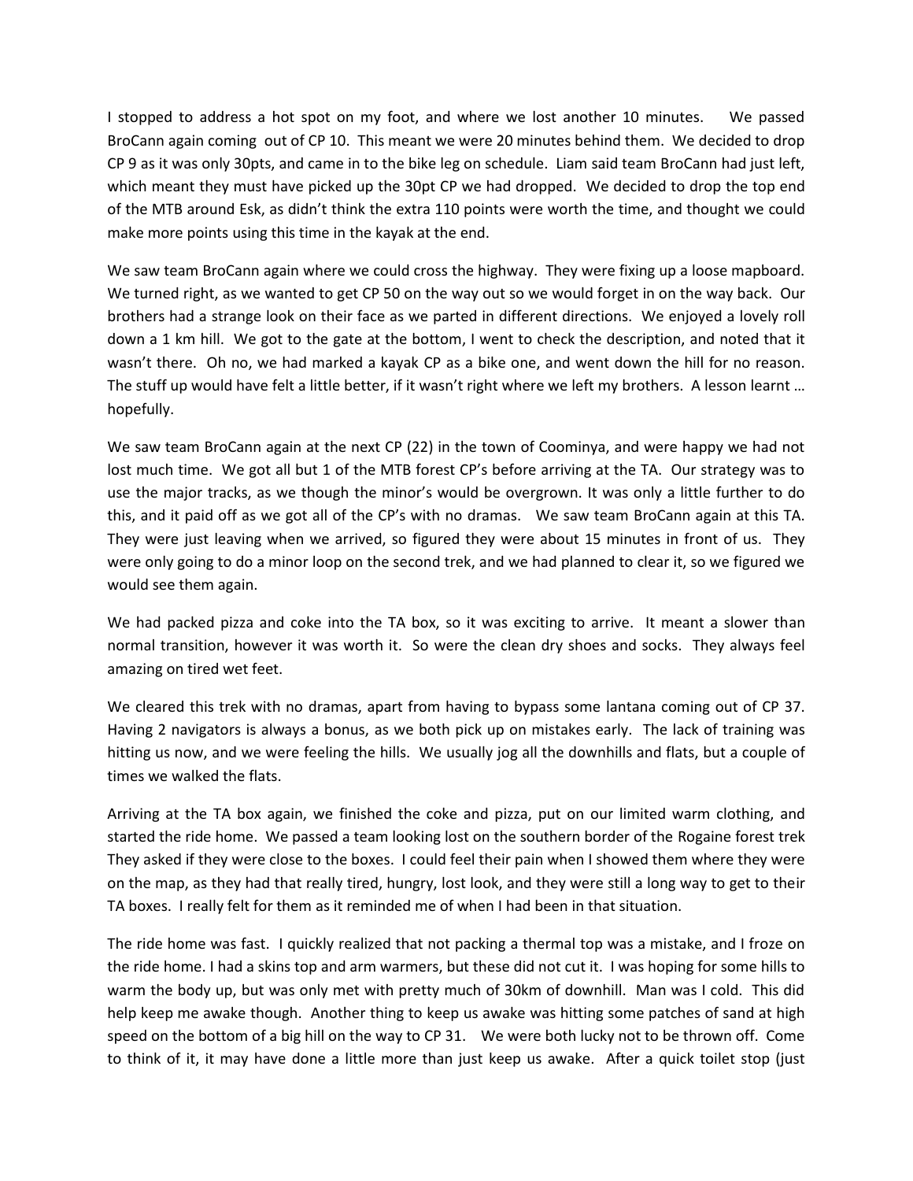I stopped to address a hot spot on my foot, and where we lost another 10 minutes. We passed BroCann again coming out of CP 10. This meant we were 20 minutes behind them. We decided to drop CP 9 as it was only 30pts, and came in to the bike leg on schedule. Liam said team BroCann had just left, which meant they must have picked up the 30pt CP we had dropped. We decided to drop the top end of the MTB around Esk, as didn't think the extra 110 points were worth the time, and thought we could make more points using this time in the kayak at the end.

We saw team BroCann again where we could cross the highway. They were fixing up a loose mapboard. We turned right, as we wanted to get CP 50 on the way out so we would forget in on the way back. Our brothers had a strange look on their face as we parted in different directions. We enjoyed a lovely roll down a 1 km hill. We got to the gate at the bottom, I went to check the description, and noted that it wasn't there. Oh no, we had marked a kayak CP as a bike one, and went down the hill for no reason. The stuff up would have felt a little better, if it wasn't right where we left my brothers. A lesson learnt … hopefully.

We saw team BroCann again at the next CP (22) in the town of Coominya, and were happy we had not lost much time. We got all but 1 of the MTB forest CP's before arriving at the TA. Our strategy was to use the major tracks, as we though the minor's would be overgrown. It was only a little further to do this, and it paid off as we got all of the CP's with no dramas. We saw team BroCann again at this TA. They were just leaving when we arrived, so figured they were about 15 minutes in front of us. They were only going to do a minor loop on the second trek, and we had planned to clear it, so we figured we would see them again.

We had packed pizza and coke into the TA box, so it was exciting to arrive. It meant a slower than normal transition, however it was worth it. So were the clean dry shoes and socks. They always feel amazing on tired wet feet.

We cleared this trek with no dramas, apart from having to bypass some lantana coming out of CP 37. Having 2 navigators is always a bonus, as we both pick up on mistakes early. The lack of training was hitting us now, and we were feeling the hills. We usually jog all the downhills and flats, but a couple of times we walked the flats.

Arriving at the TA box again, we finished the coke and pizza, put on our limited warm clothing, and started the ride home. We passed a team looking lost on the southern border of the Rogaine forest trek They asked if they were close to the boxes. I could feel their pain when I showed them where they were on the map, as they had that really tired, hungry, lost look, and they were still a long way to get to their TA boxes. I really felt for them as it reminded me of when I had been in that situation.

The ride home was fast. I quickly realized that not packing a thermal top was a mistake, and I froze on the ride home. I had a skins top and arm warmers, but these did not cut it. I was hoping for some hills to warm the body up, but was only met with pretty much of 30km of downhill. Man was I cold. This did help keep me awake though. Another thing to keep us awake was hitting some patches of sand at high speed on the bottom of a big hill on the way to CP 31. We were both lucky not to be thrown off. Come to think of it, it may have done a little more than just keep us awake. After a quick toilet stop (just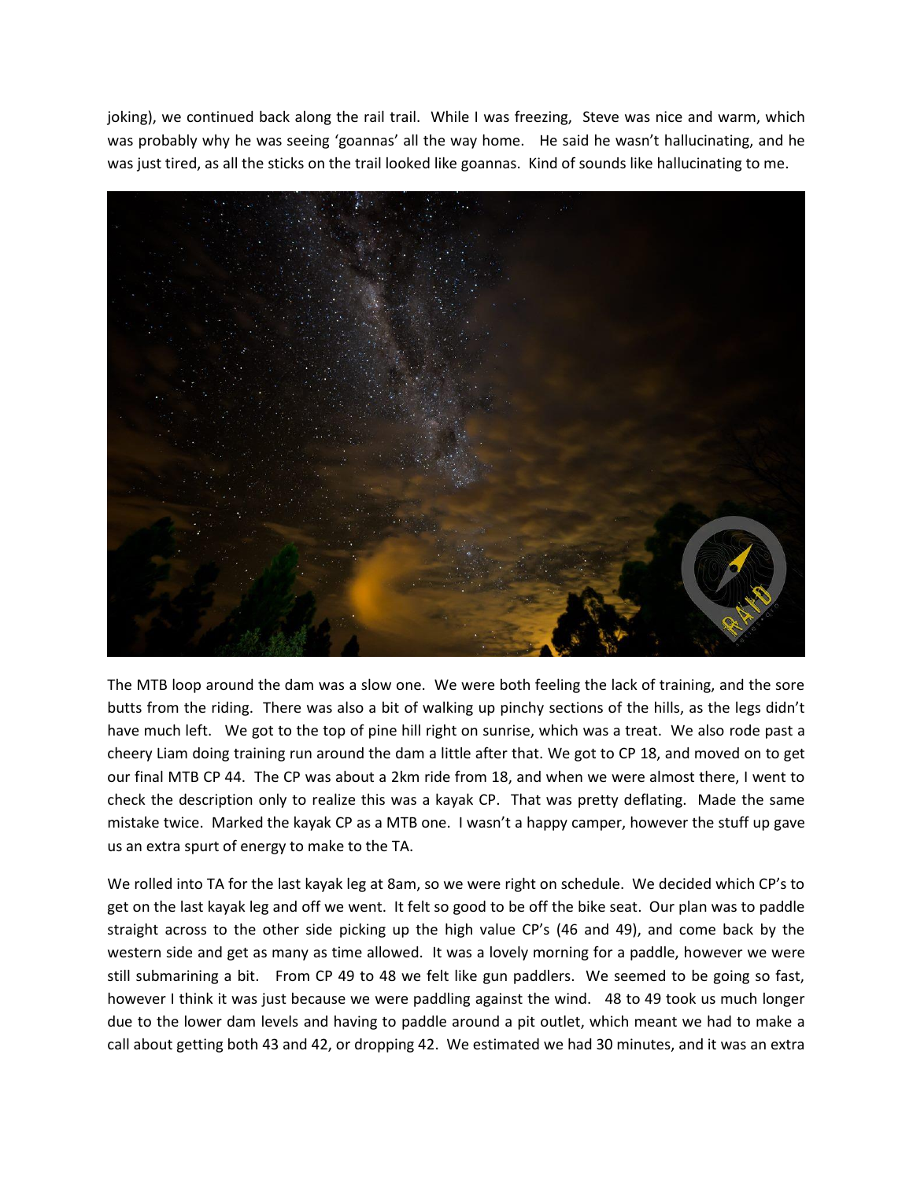joking), we continued back along the rail trail. While I was freezing, Steve was nice and warm, which was probably why he was seeing 'goannas' all the way home. He said he wasn't hallucinating, and he was just tired, as all the sticks on the trail looked like goannas. Kind of sounds like hallucinating to me.

The MTB loop around the dam was a slow one. We were both feeling the lack of training, and the sore butts from the riding. There was also a bit of walking up pinchy sections of the hills, as the legs didn't have much left. We got to the top of pine hill right on sunrise, which was a treat. We also rode past a cheery Liam doing training run around the dam a little after that. We got to CP 18, and moved on to get our final MTB CP 44. The CP was about a 2km ride from 18, and when we were almost there, I went to check the description only to realize this was a kayak CP. That was pretty deflating. Made the same mistake twice. Marked the kayak CP as a MTB one. I wasn't a happy camper, however the stuff up gave us an extra spurt of energy to make to the TA.

We rolled into TA for the last kayak leg at 8am, so we were right on schedule. We decided which CP's to get on the last kayak leg and off we went. It felt so good to be off the bike seat. Our plan was to paddle straight across to the other side picking up the high value CP's (46 and 49), and come back by the western side and get as many as time allowed. It was a lovely morning for a paddle, however we were still submarining a bit. From CP 49 to 48 we felt like gun paddlers. We seemed to be going so fast, however I think it was just because we were paddling against the wind. 48 to 49 took us much longer due to the lower dam levels and having to paddle around a pit outlet, which meant we had to make a call about getting both 43 and 42, or dropping 42. We estimated we had 30 minutes, and it was an extra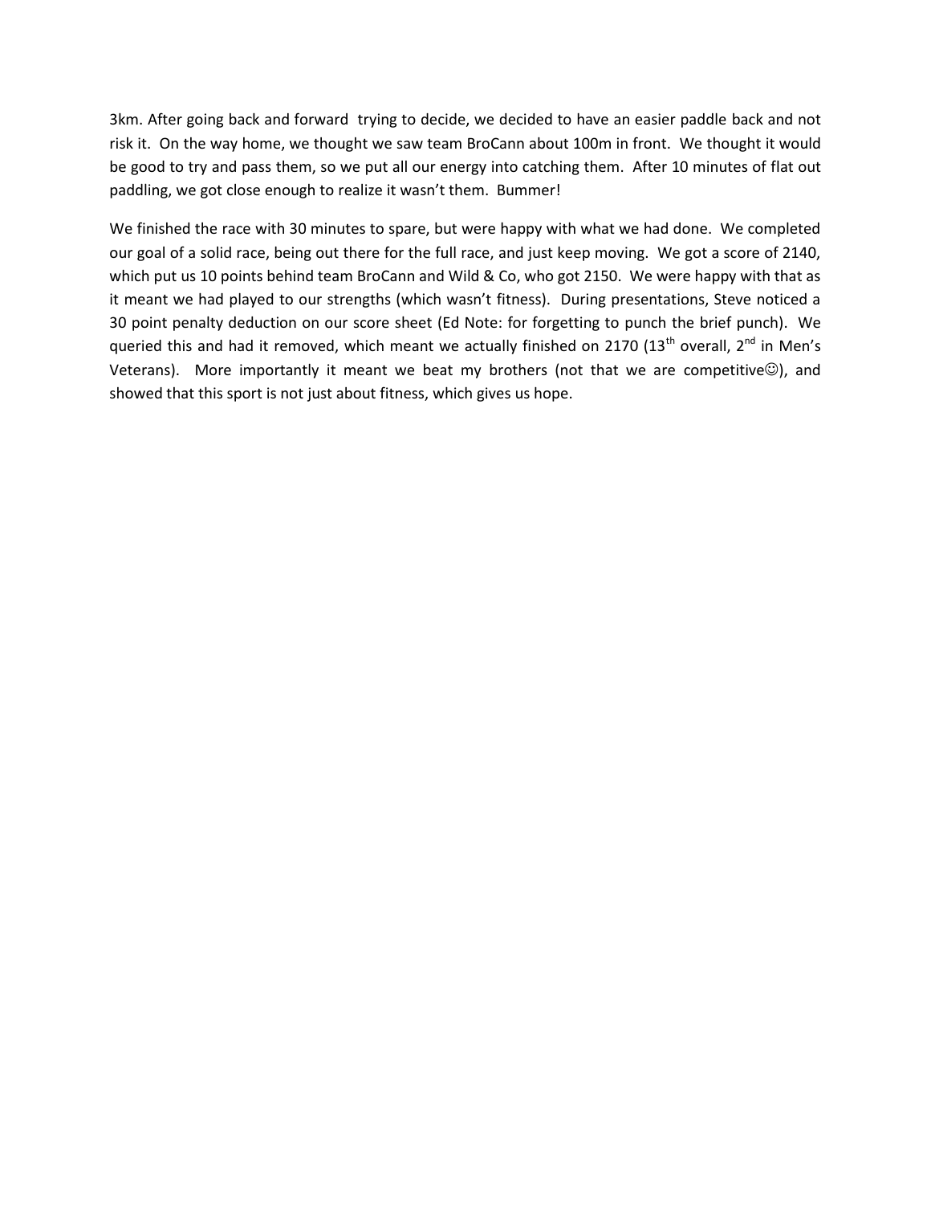3km. After going back and forward  trying to decide, we decided to have an easier paddle back and not risk it.  On the way home, we thought we saw team BroCann about 100m in front.  We thought it would be good to try and pass them, so we put all our energy into catching them.  After 10 minutes of flat out paddling, we got close enough to realize it wasn't them.  Bummer!

We finished the race with 30 minutes to spare, but were happy with what we had done.  We completed our goal of a solid race, being out there for the full race, and just keep moving.  We got a score of 2140, which put us 10 points behind team BroCann and Wild & Co, who got 2150.  We were happy with that as it meant we had played to our strengths (which wasn't fitness).  During presentations, Steve noticed a 30 point penalty deduction on our score sheet (Ed Note: for forgetting to punch the brief punch).  We queried this and had it removed, which meant we actually finished on 2170 (13th overall, 2nd in Men's Veterans).  More importantly it meant we beat my brothers (not that we are competitive☺), and showed that this sport is not just about fitness, which gives us hope.